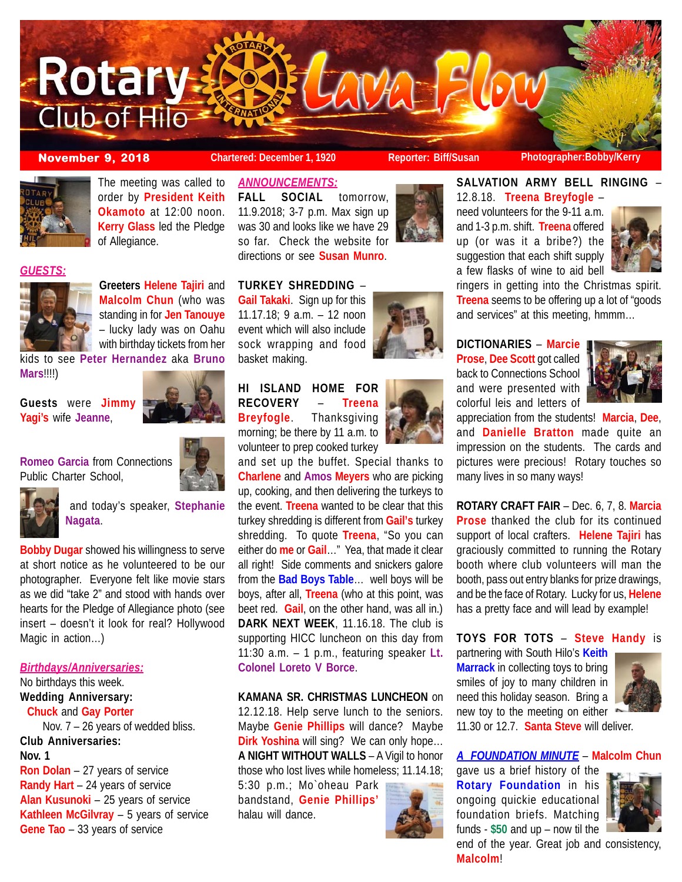# Rotary Club of Hilo — Lava Flow

**November 9, 2018** | Chartered: December 1, 1920 | Reporter: Biff/Susan | Photographer:Bobby/Kerry

The meeting was called to order by **President Keith Okamoto** at 12:00 noon. **Kerry Glass** led the Pledge of Allegiance.

### *GUESTS:*

**Greeters Helene Tajiri** and **Malcolm Chun** (who was standing in for **Jen Tanouye** – lucky lady was on Oahu with birthday tickets from her kids to see **Peter Hernandez** aka **Bruno Mars**!!!!)

**Guests** were **Jimmy Yagi's** wife **Jeanne**,

**Romeo Garcia** from Connections Public Charter School,

and today's speaker, **Stephanie Nagata**.

**Bobby Dugar** showed his willingness to serve at short notice as he volunteered to be our photographer. Everyone felt like movie stars as we did "take 2" and stood with hands over hearts for the Pledge of Allegiance photo (see insert – doesn't it look for real? Hollywood Magic in action…)

### *Birthdays/Anniversaries:*

No birthdays this week.

**Wedding Anniversary:**

**Chuck** and **Gay Porter**
Nov. 7 – 26 years of wedded bliss.

**Club Anniversaries:**

**Nov. 1**

**Ron Dolan** – 27 years of service
**Randy Hart** – 24 years of service
**Alan Kusunoki** – 25 years of service
**Kathleen McGilvray** – 5 years of service
**Gene Tao** – 33 years of service

### *ANNOUNCEMENTS:*

**FALL SOCIAL** tomorrow, 11.9.2018; 3-7 p.m. Max sign up was 30 and looks like we have 29 so far. Check the website for directions or see **Susan Munro**.

**TURKEY SHREDDING** – **Gail Takaki**. Sign up for this 11.17.18; 9 a.m. – 12 noon event which will also include sock wrapping and food basket making.

**HI ISLAND HOME FOR RECOVERY** – **Treena Breyfogle**. Thanksgiving morning; be there by 11 a.m. to volunteer to prep cooked turkey and set up the buffet. Special thanks to **Charlene** and **Amos Meyers** who are picking up, cooking, and then delivering the turkeys to the event. **Treena** wanted to be clear that this turkey shredding is different from **Gail's** turkey shredding. To quote **Treena**, "So you can either do **me** or **Gail**…" Yea, that made it clear all right! Side comments and snickers galore from the **Bad Boys Table**… well boys will be boys, after all, **Treena** (who at this point, was beet red. **Gail**, on the other hand, was all in.)

**DARK NEXT WEEK**, 11.16.18. The club is supporting HICC luncheon on this day from 11:30 a.m. – 1 p.m., featuring speaker **Lt. Colonel Loreto V Borce**.

**KAMANA SR. CHRISTMAS LUNCHEON** on 12.12.18. Help serve lunch to the seniors. Maybe **Genie Phillips** will dance? Maybe **Dirk Yoshina** will sing? We can only hope…

**A NIGHT WITHOUT WALLS** – A Vigil to honor those who lost lives while homeless; 11.14.18; 5:30 p.m.; Mo`oheau Park bandstand, **Genie Phillips'** halau will dance.

**SALVATION ARMY BELL RINGING** – 12.8.18. **Treena Breyfogle** – need volunteers for the 9-11 a.m. and 1-3 p.m. shift. **Treena** offered up (or was it a bribe?) the suggestion that each shift supply a few flasks of wine to aid bell ringers in getting into the Christmas spirit. **Treena** seems to be offering up a lot of "goods and services" at this meeting, hmmm…

**DICTIONARIES** – **Marcie Prose**, **Dee Scott** got called back to Connections School and were presented with colorful leis and letters of appreciation from the students! **Marcia**, **Dee**, and **Danielle Bratton** made quite an impression on the students. The cards and pictures were precious! Rotary touches so many lives in so many ways!

**ROTARY CRAFT FAIR** – Dec. 6, 7, 8. **Marcia Prose** thanked the club for its continued support of local crafters. **Helene Tajiri** has graciously committed to running the Rotary booth where club volunteers will man the booth, pass out entry blanks for prize drawings, and be the face of Rotary. Lucky for us, **Helene** has a pretty face and will lead by example!

**TOYS FOR TOTS** – **Steve Handy** is partnering with South Hilo's **Keith Marrack** in collecting toys to bring smiles of joy to many children in need this holiday season. Bring a new toy to the meeting on either 11.30 or 12.7. **Santa Steve** will deliver.

***A FOUNDATION MINUTE*** – **Malcolm Chun** gave us a brief history of the **Rotary Foundation** in his ongoing quickie educational foundation briefs. Matching funds - **$50** and up – now til the end of the year. Great job and consistency, **Malcolm**!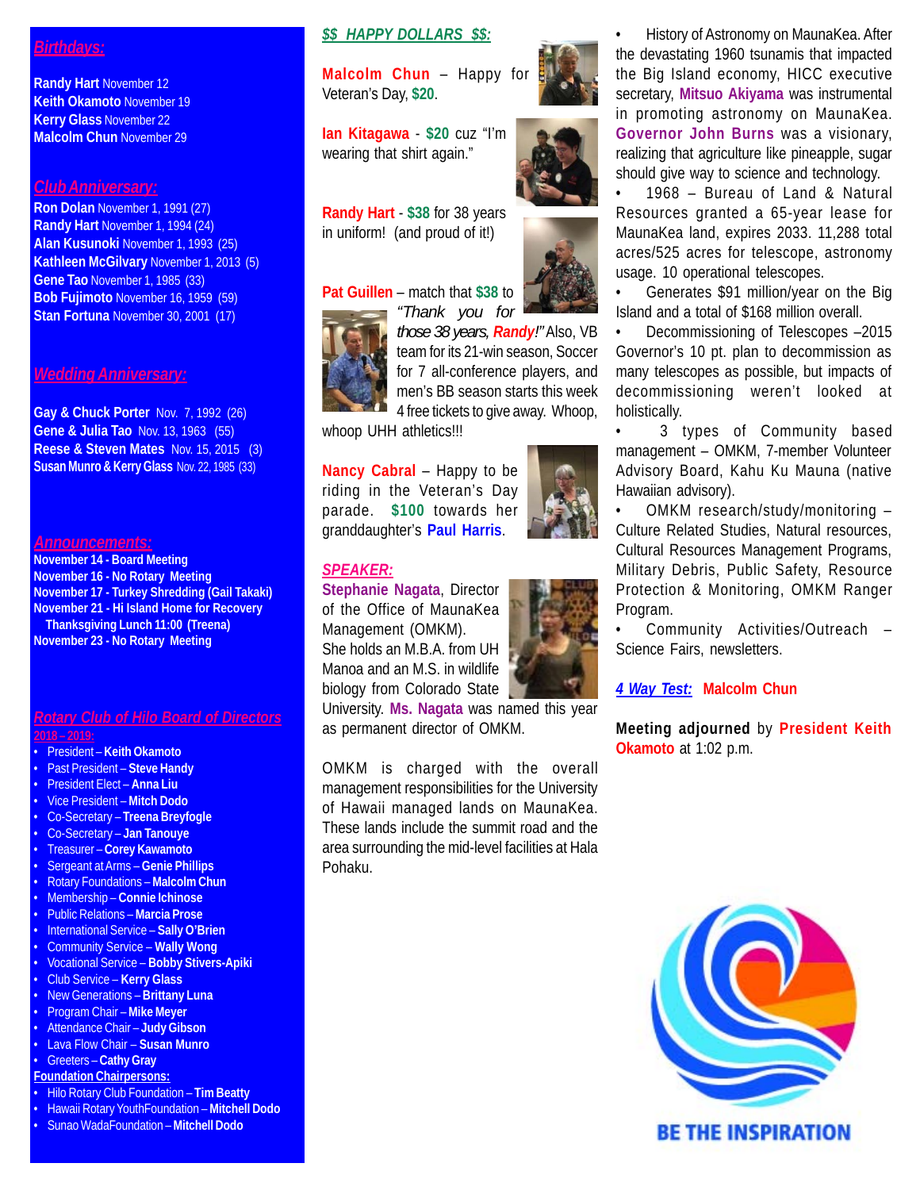## Birthdays:

**Randy Hart** November 12
**Keith Okamoto** November 19
**Kerry Glass** November 22
**Malcolm Chun** November 29

## Club Anniversary:

**Ron Dolan** November 1, 1991 (27)
**Randy Hart** November 1, 1994 (24)
**Alan Kusunoki** November 1, 1993 (25)
**Kathleen McGilvary** November 1, 2013 (5)
**Gene Tao** November 1, 1985 (33)
**Bob Fujimoto** November 16, 1959 (59)
**Stan Fortuna** November 30, 2001 (17)

## Wedding Anniversary:

**Gay & Chuck Porter** Nov. 7, 1992 (26)
**Gene & Julia Tao** Nov. 13, 1963 (55)
**Reese & Steven Mates** Nov. 15, 2015 (3)
**Susan Munro & Kerry Glass** Nov. 22, 1985 (33)

## Announcements:

**November 14 - Board Meeting**
**November 16 - No Rotary Meeting**
**November 17 - Turkey Shredding (Gail Takaki)**
**November 21 - Hi Island Home for Recovery Thanksgiving Lunch 11:00 (Treena)**
**November 23 - No Rotary Meeting**

## Rotary Club of Hilo Board of Directors 2018 – 2019:

- President – **Keith Okamoto**
- Past President – **Steve Handy**
- President Elect – **Anna Liu**
- Vice President – **Mitch Dodo**
- Co-Secretary – **Treena Breyfogle**
- Co-Secretary – **Jan Tanouye**
- Treasurer – **Corey Kawamoto**
- Sergeant at Arms – **Genie Phillips**
- Rotary Foundations – **Malcolm Chun**
- Membership – **Connie Ichinose**
- Public Relations – **Marcia Prose**
- International Service – **Sally O'Brien**
- Community Service – **Wally Wong**
- Vocational Service – **Bobby Stivers-Apiki**
- Club Service – **Kerry Glass**
- New Generations – **Brittany Luna**
- Program Chair – **Mike Meyer**
- Attendance Chair – **Judy Gibson**
- Lava Flow Chair – **Susan Munro**
- Greeters – **Cathy Gray**

**Foundation Chairpersons:**

- Hilo Rotary Club Foundation – **Tim Beatty**
- Hawaii Rotary YouthFoundation – **Mitchell Dodo**
- Sunao WadaFoundation – **Mitchell Dodo**

## $$ HAPPY DOLLARS $$:

**Malcolm Chun** – Happy for Veteran's Day, **$20**.

**Ian Kitagawa** - **$20** cuz "I'm wearing that shirt again."

**Randy Hart** - **$38** for 38 years in uniform! (and proud of it!)

**Pat Guillen** – match that **$38** to *"Thank you for those 38 years, Randy!"* Also, VB team for its 21-win season, Soccer for 7 all-conference players, and men's BB season starts this week 4 free tickets to give away. Whoop, whoop UHH athletics!!!

**Nancy Cabral** – Happy to be riding in the Veteran's Day parade. **$100** towards her granddaughter's **Paul Harris**.

## SPEAKER:

**Stephanie Nagata**, Director of the Office of MaunaKea Management (OMKM). She holds an M.B.A. from UH Manoa and an M.S. in wildlife biology from Colorado State University. **Ms. Nagata** was named this year as permanent director of OMKM.

OMKM is charged with the overall management responsibilities for the University of Hawaii managed lands on MaunaKea. These lands include the summit road and the area surrounding the mid-level facilities at Hala Pohaku.

- History of Astronomy on MaunaKea. After the devastating 1960 tsunamis that impacted the Big Island economy, HICC executive secretary, **Mitsuo Akiyama** was instrumental in promoting astronomy on MaunaKea. **Governor John Burns** was a visionary, realizing that agriculture like pineapple, sugar should give way to science and technology.
- 1968 – Bureau of Land & Natural Resources granted a 65-year lease for MaunaKea land, expires 2033. 11,288 total acres/525 acres for telescope, astronomy usage. 10 operational telescopes.
- Generates $91 million/year on the Big Island and a total of $168 million overall.
- Decommissioning of Telescopes –2015 Governor's 10 pt. plan to decommission as many telescopes as possible, but impacts of decommissioning weren't looked at holistically.
- 3 types of Community based management – OMKM, 7-member Volunteer Advisory Board, Kahu Ku Mauna (native Hawaiian advisory).
- OMKM research/study/monitoring – Culture Related Studies, Natural resources, Cultural Resources Management Programs, Military Debris, Public Safety, Resource Protection & Monitoring, OMKM Ranger Program.
- Community Activities/Outreach – Science Fairs, newsletters.

**4 Way Test:** **Malcolm Chun**

**Meeting adjourned** by **President Keith Okamoto** at 1:02 p.m.

BE THE INSPIRATION